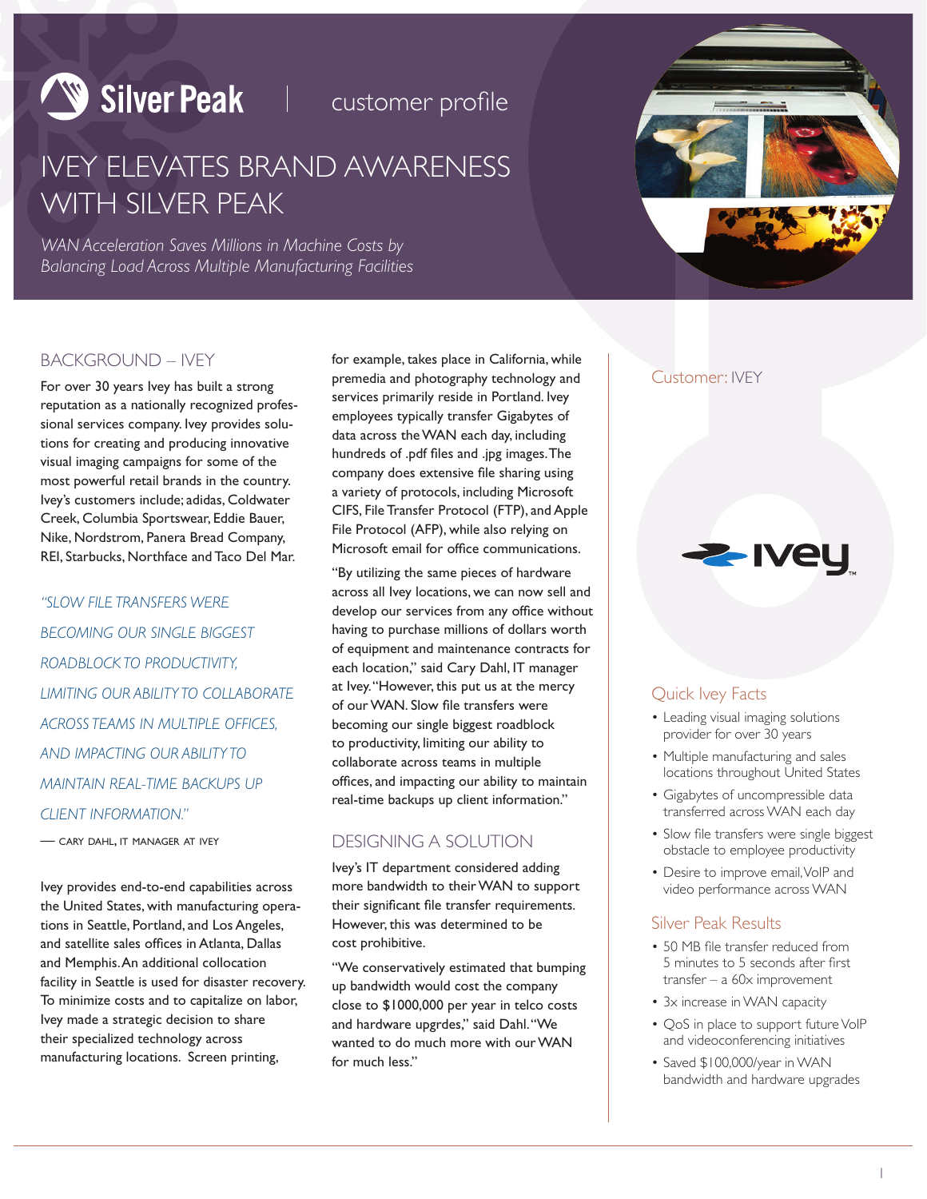Silver Peak | customer profile

# IVEY ELEVATES BRAND AWARENESS WITH SILVER PEAK

*WAN Acceleration Saves Millions in Machine Costs by Balancing Load Across Multiple Manufacturing Facilities*

## BACKGROUND – IVEY

For over 30 years Ivey has built a strong reputation as a nationally recognized professional services company. Ivey provides solutions for creating and producing innovative visual imaging campaigns for some of the most powerful retail brands in the country. Ivey's customers include; adidas, Coldwater Creek, Columbia Sportswear, Eddie Bauer, Nike, Nordstrom, Panera Bread Company, REI, Starbucks, Northface and Taco Del Mar.

*"SLOW FILE TRANSFERS WERE BECOMING OUR SINGLE BIGGEST ROADBLOCK TO PRODUCTIVITY, LIMITING OUR ABILITY TO COLLABORATE ACROSS TEAMS IN MULTIPLE OFFICES, AND IMPACTING OUR ABILITY TO MAINTAIN REAL-TIME BACKUPS UP CLIENT INFORMATION."*

— CARY DAHL, IT MANAGER AT IVEY

Ivey provides end-to-end capabilities across the United States, with manufacturing operations in Seattle, Portland, and Los Angeles, and satellite sales offices in Atlanta, Dallas and Memphis. An additional collocation facility in Seattle is used for disaster recovery. To minimize costs and to capitalize on labor, Ivey made a strategic decision to share their specialized technology across manufacturing locations. Screen printing, for example, takes place in California, while premedia and photography technology and services primarily reside in Portland. Ivey employees typically transfer Gigabytes of data across the WAN each day, including hundreds of .pdf files and .jpg images. The company does extensive file sharing using a variety of protocols, including Microsoft CIFS, File Transfer Protocol (FTP), and Apple File Protocol (AFP), while also relying on Microsoft email for office communications.

"By utilizing the same pieces of hardware across all Ivey locations, we can now sell and develop our services from any office without having to purchase millions of dollars worth of equipment and maintenance contracts for each location," said Cary Dahl, IT manager at Ivey. "However, this put us at the mercy of our WAN. Slow file transfers were becoming our single biggest roadblock to productivity, limiting our ability to collaborate across teams in multiple offices, and impacting our ability to maintain real-time backups up client information."

## DESIGNING A SOLUTION

Ivey's IT department considered adding more bandwidth to their WAN to support their significant file transfer requirements. However, this was determined to be cost prohibitive.

"We conservatively estimated that bumping up bandwidth would cost the company close to $1000,000 per year in telco costs and hardware upgrdes," said Dahl. "We wanted to do much more with our WAN for much less."

Customer: IVEY

### Quick Ivey Facts

- Leading visual imaging solutions provider for over 30 years
- Multiple manufacturing and sales locations throughout United States
- Gigabytes of uncompressible data transferred across WAN each day
- Slow file transfers were single biggest obstacle to employee productivity
- Desire to improve email, VoIP and video performance across WAN

### Silver Peak Results

- 50 MB file transfer reduced from 5 minutes to 5 seconds after first transfer – a 60x improvement
- 3x increase in WAN capacity
- QoS in place to support future VoIP and videoconferencing initiatives
- Saved $100,000/year in WAN bandwidth and hardware upgrades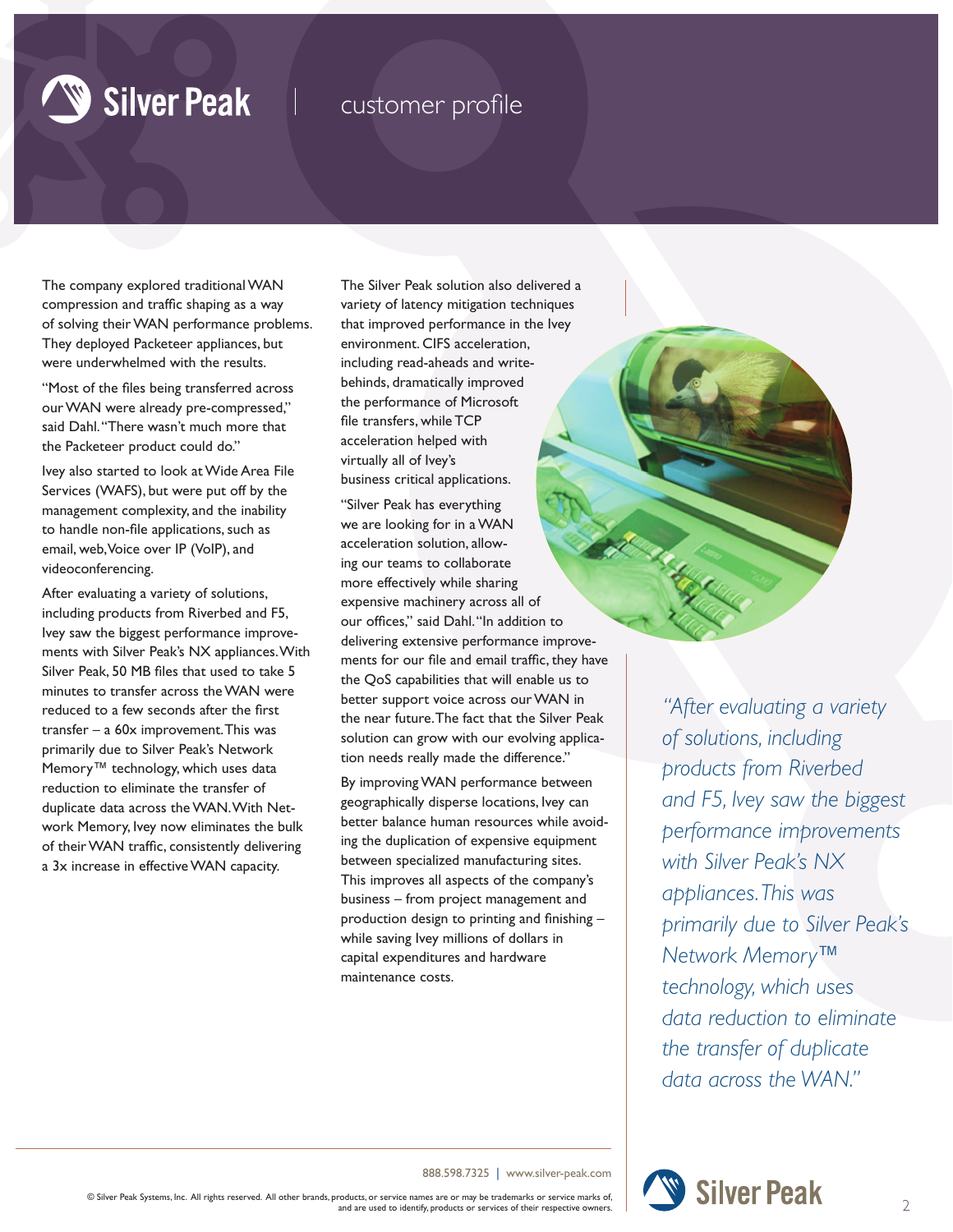The company explored traditional WAN compression and traffic shaping as a way of solving their WAN performance problems. They deployed Packeteer appliances, but were underwhelmed with the results.

"Most of the files being transferred across our WAN were already pre-compressed," said Dahl. "There wasn't much more that the Packeteer product could do."

Ivey also started to look at Wide Area File Services (WAFS), but were put off by the management complexity, and the inability to handle non-file applications, such as email, web, Voice over IP (VoIP), and videoconferencing.

After evaluating a variety of solutions, including products from Riverbed and F5, Ivey saw the biggest performance improvements with Silver Peak's NX appliances. With Silver Peak, 50 MB files that used to take 5 minutes to transfer across the WAN were reduced to a few seconds after the first transfer – a 60x improvement. This was primarily due to Silver Peak's Network Memory™ technology, which uses data reduction to eliminate the transfer of duplicate data across the WAN. With Network Memory, Ivey now eliminates the bulk of their WAN traffic, consistently delivering a 3x increase in effective WAN capacity.

The Silver Peak solution also delivered a variety of latency mitigation techniques that improved performance in the Ivey environment. CIFS acceleration, including read-aheads and write-behinds, dramatically improved the performance of Microsoft file transfers, while TCP acceleration helped with virtually all of Ivey's business critical applications.

"Silver Peak has everything we are looking for in a WAN acceleration solution, allowing our teams to collaborate more effectively while sharing expensive machinery across all of our offices," said Dahl. "In addition to delivering extensive performance improvements for our file and email traffic, they have the QoS capabilities that will enable us to better support voice across our WAN in the near future. The fact that the Silver Peak solution can grow with our evolving application needs really made the difference."

By improving WAN performance between geographically disperse locations, Ivey can better balance human resources while avoiding the duplication of expensive equipment between specialized manufacturing sites. This improves all aspects of the company's business – from project management and production design to printing and finishing – while saving Ivey millions of dollars in capital expenditures and hardware maintenance costs.

*"After evaluating a variety of solutions, including products from Riverbed and F5, Ivey saw the biggest performance improvements with Silver Peak's NX appliances. This was primarily due to Silver Peak's Network Memory™ technology, which uses data reduction to eliminate the transfer of duplicate data across the WAN."*

888.598.7325 | www.silver-peak.com

© Silver Peak Systems, Inc. All rights reserved. All other brands, products, or service names are or may be trademarks or service marks of, and are used to identify, products or services of their respective owners.